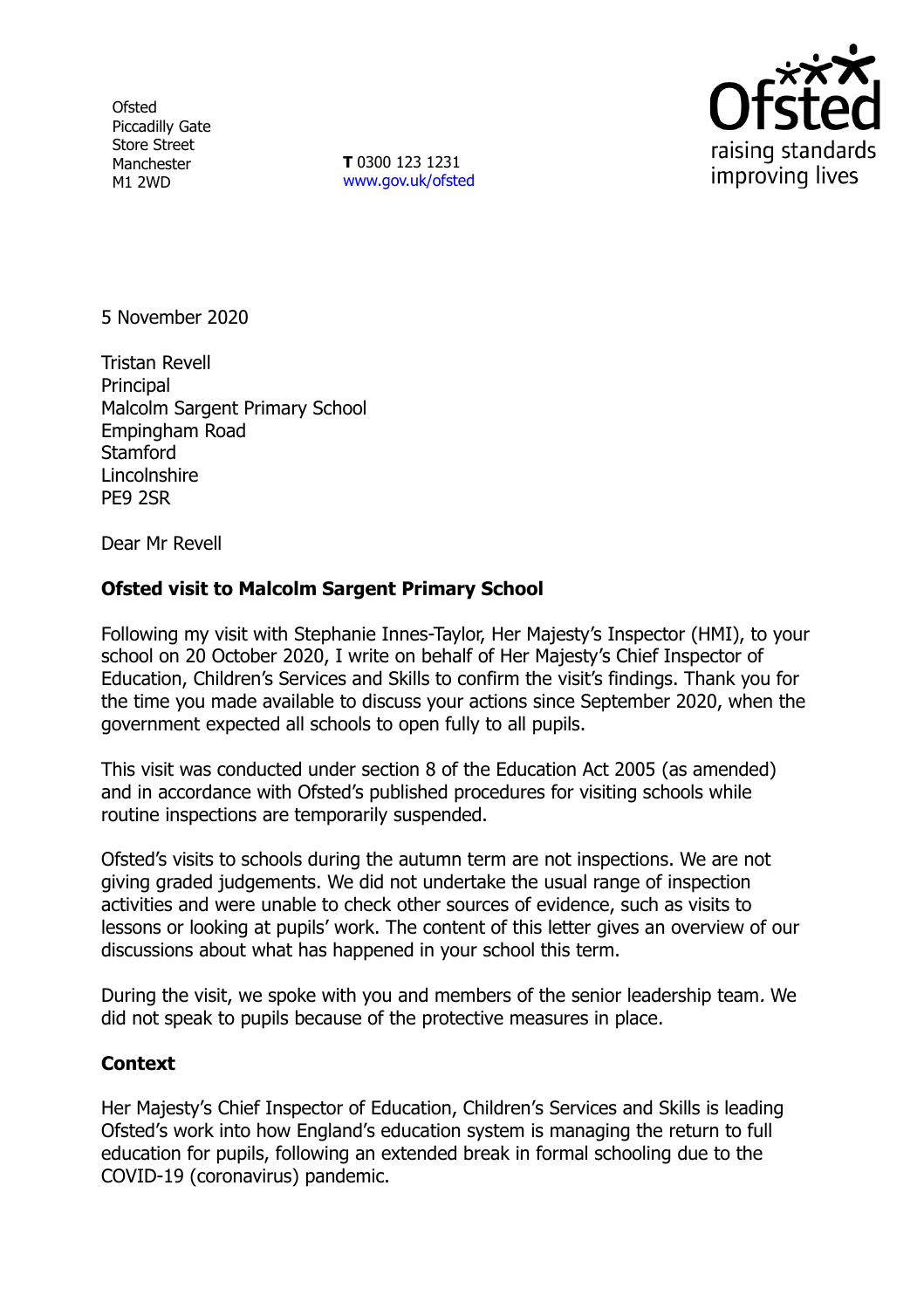Ofsted
Piccadilly Gate
Store Street
Manchester
M1 2WD

**T** 0300 123 1231
www.gov.uk/ofsted

raising standards
improving lives

5 November 2020

Tristan Revell
Principal
Malcolm Sargent Primary School
Empingham Road
Stamford
Lincolnshire
PE9 2SR

Dear Mr Revell

**Ofsted visit to Malcolm Sargent Primary School**

Following my visit with Stephanie Innes-Taylor, Her Majesty's Inspector (HMI), to your school on 20 October 2020, I write on behalf of Her Majesty's Chief Inspector of Education, Children's Services and Skills to confirm the visit's findings. Thank you for the time you made available to discuss your actions since September 2020, when the government expected all schools to open fully to all pupils.

This visit was conducted under section 8 of the Education Act 2005 (as amended) and in accordance with Ofsted's published procedures for visiting schools while routine inspections are temporarily suspended.

Ofsted's visits to schools during the autumn term are not inspections. We are not giving graded judgements. We did not undertake the usual range of inspection activities and were unable to check other sources of evidence, such as visits to lessons or looking at pupils' work. The content of this letter gives an overview of our discussions about what has happened in your school this term.

During the visit, we spoke with you and members of the senior leadership team. We did not speak to pupils because of the protective measures in place.

**Context**

Her Majesty's Chief Inspector of Education, Children's Services and Skills is leading Ofsted's work into how England's education system is managing the return to full education for pupils, following an extended break in formal schooling due to the COVID-19 (coronavirus) pandemic.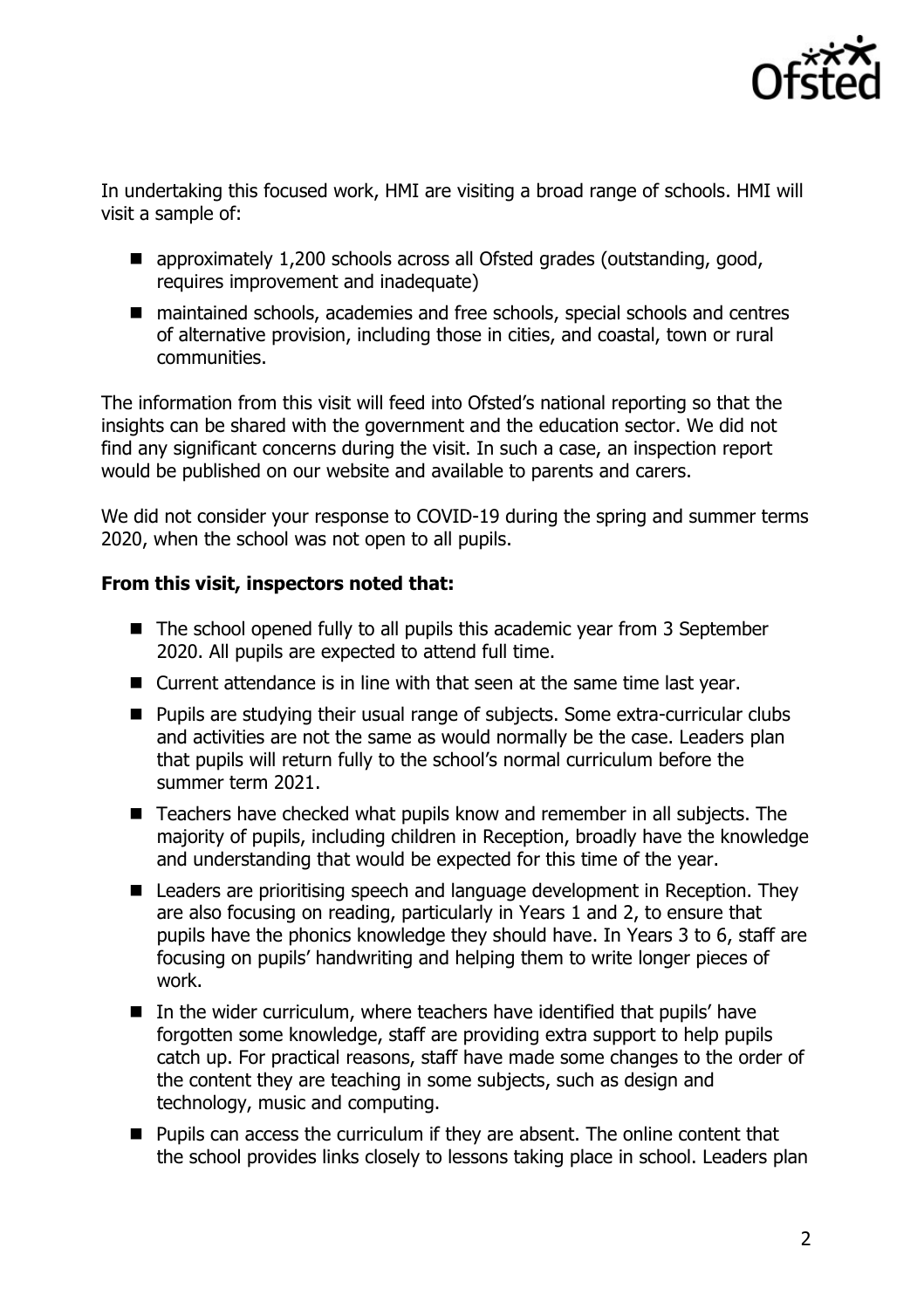In undertaking this focused work, HMI are visiting a broad range of schools. HMI will visit a sample of:

- approximately 1,200 schools across all Ofsted grades (outstanding, good, requires improvement and inadequate)
- maintained schools, academies and free schools, special schools and centres of alternative provision, including those in cities, and coastal, town or rural communities.

The information from this visit will feed into Ofsted's national reporting so that the insights can be shared with the government and the education sector. We did not find any significant concerns during the visit. In such a case, an inspection report would be published on our website and available to parents and carers.

We did not consider your response to COVID-19 during the spring and summer terms 2020, when the school was not open to all pupils.

**From this visit, inspectors noted that:**

- The school opened fully to all pupils this academic year from 3 September 2020. All pupils are expected to attend full time.
- Current attendance is in line with that seen at the same time last year.
- Pupils are studying their usual range of subjects. Some extra-curricular clubs and activities are not the same as would normally be the case. Leaders plan that pupils will return fully to the school's normal curriculum before the summer term 2021.
- Teachers have checked what pupils know and remember in all subjects. The majority of pupils, including children in Reception, broadly have the knowledge and understanding that would be expected for this time of the year.
- Leaders are prioritising speech and language development in Reception. They are also focusing on reading, particularly in Years 1 and 2, to ensure that pupils have the phonics knowledge they should have. In Years 3 to 6, staff are focusing on pupils' handwriting and helping them to write longer pieces of work.
- In the wider curriculum, where teachers have identified that pupils' have forgotten some knowledge, staff are providing extra support to help pupils catch up. For practical reasons, staff have made some changes to the order of the content they are teaching in some subjects, such as design and technology, music and computing.
- Pupils can access the curriculum if they are absent. The online content that the school provides links closely to lessons taking place in school. Leaders plan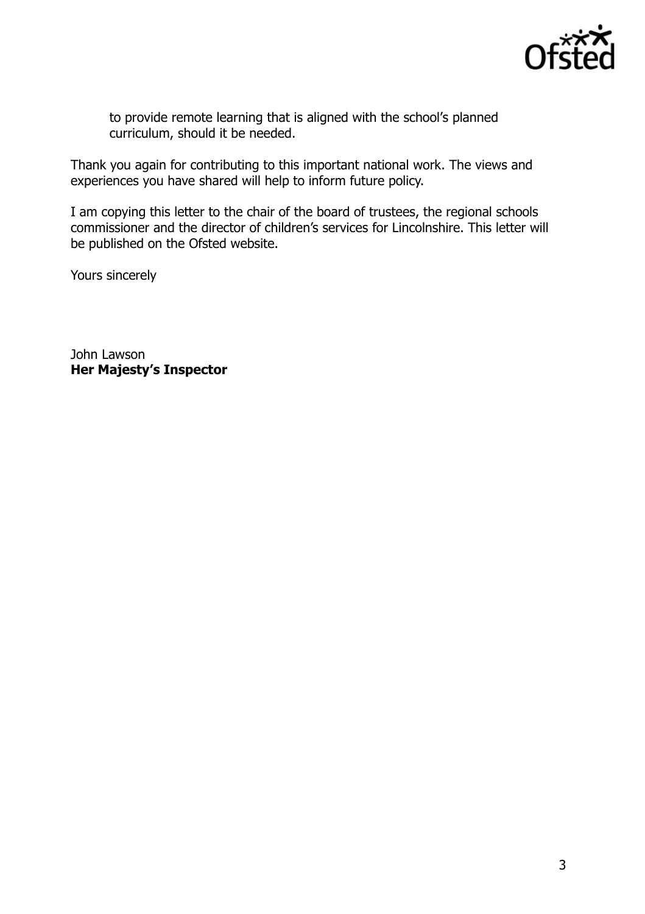to provide remote learning that is aligned with the school's planned curriculum, should it be needed.

Thank you again for contributing to this important national work. The views and experiences you have shared will help to inform future policy.

I am copying this letter to the chair of the board of trustees, the regional schools commissioner and the director of children's services for Lincolnshire. This letter will be published on the Ofsted website.

Yours sincerely

John Lawson
**Her Majesty's Inspector**